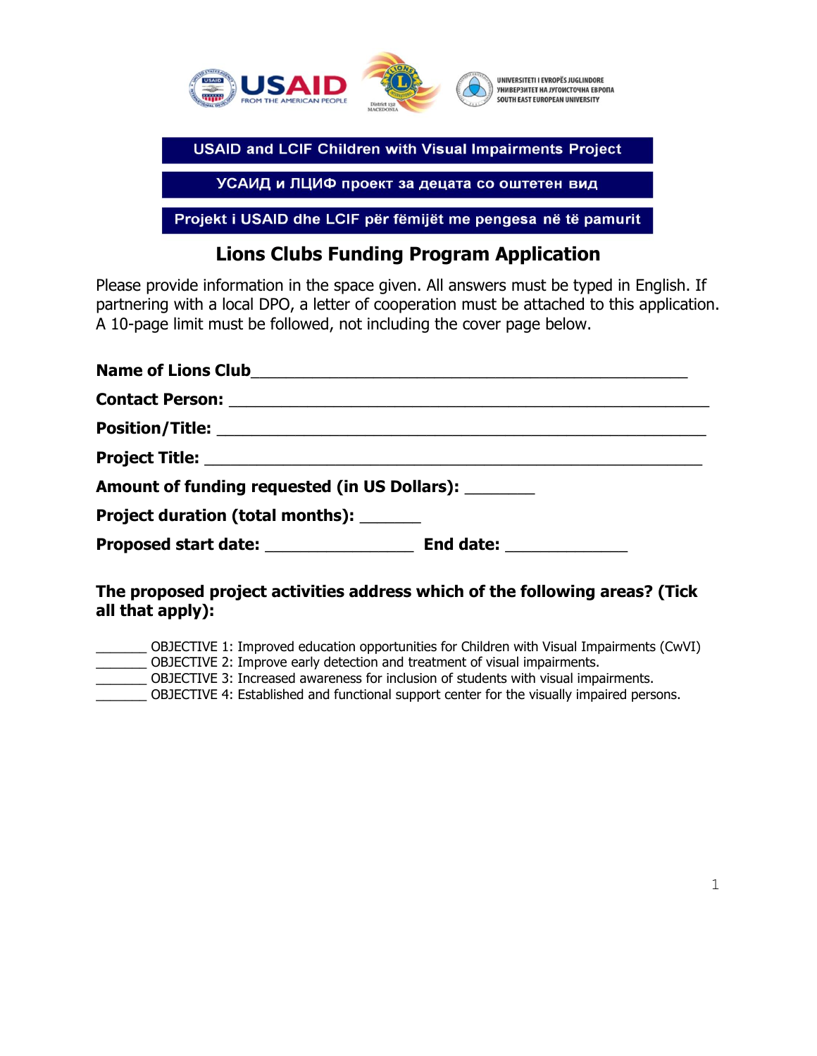UNIVERSITETI I EVROPËS JUGLINDORE
УНИВЕРЗИТЕТ НА ЈУГОИСТОЧНА ЕВРОПА
SOUTH EAST EUROPEAN UNIVERSITY

**USAID and LCIF Children with Visual Impairments Project**

**УСАИД и ЛЦИФ проект за децата со оштетен вид**

**Projekt i USAID dhe LCIF për fëmijët me pengesa në të pamurit**

# Lions Clubs Funding Program Application

Please provide information in the space given. All answers must be typed in English. If partnering with a local DPO, a letter of cooperation must be attached to this application. A 10-page limit must be followed, not including the cover page below.

**Name of Lions Club**_______________________________________________

**Contact Person:** _______________________________________________

**Position/Title:** _______________________________________________

**Project Title:** _______________________________________________

**Amount of funding requested (in US Dollars):** ________

**Project duration (total months):** _______

**Proposed start date:** ________________ **End date:** _____________

**The proposed project activities address which of the following areas? (Tick all that apply):**

_______ OBJECTIVE 1: Improved education opportunities for Children with Visual Impairments (CwVI)
_______ OBJECTIVE 2: Improve early detection and treatment of visual impairments.
_______ OBJECTIVE 3: Increased awareness for inclusion of students with visual impairments.
_______ OBJECTIVE 4: Established and functional support center for the visually impaired persons.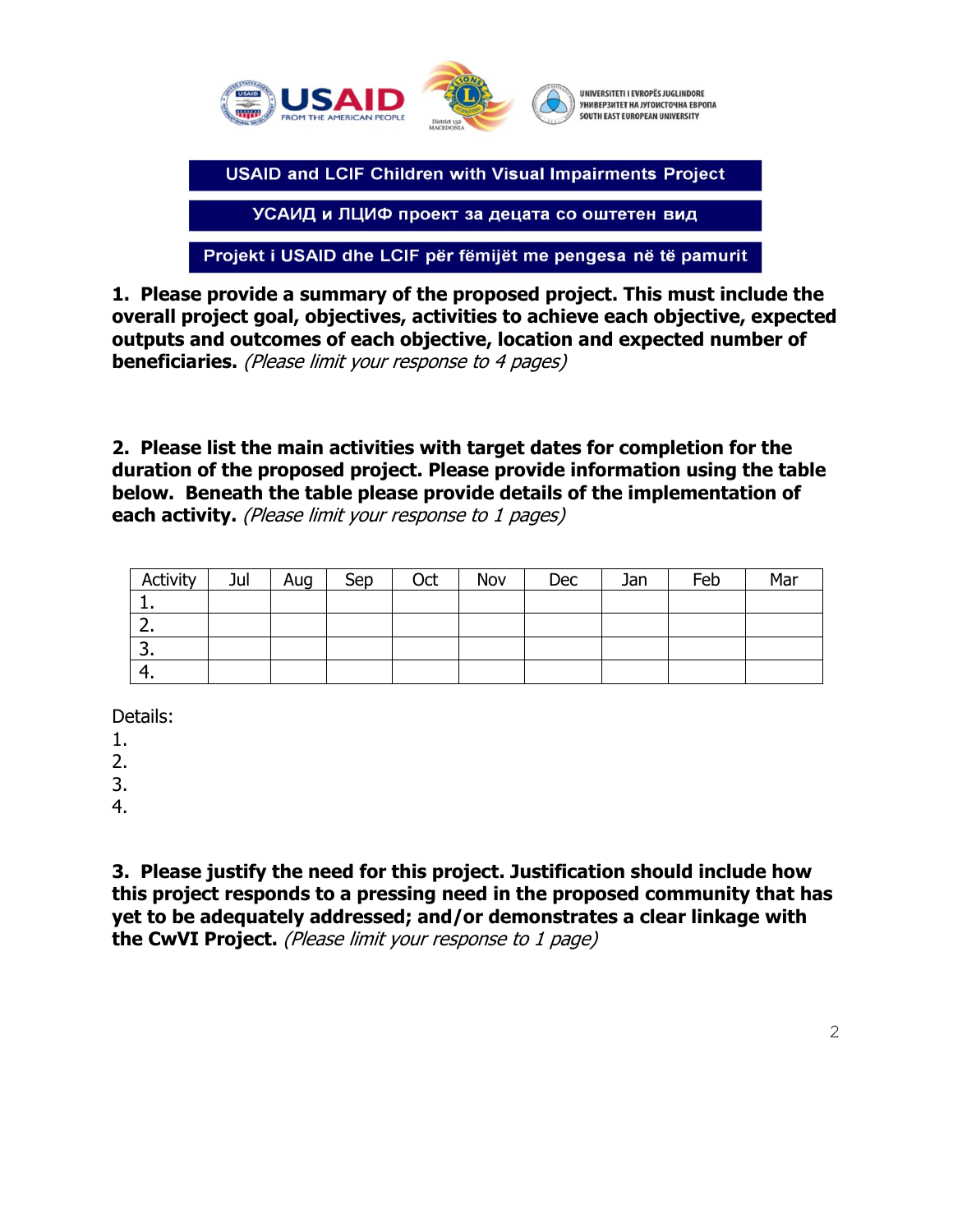**USAID and LCIF Children with Visual Impairments Project**

**УСАИД и ЛЦИФ проект за децата со оштетен вид**

**Projekt i USAID dhe LCIF për fëmijët me pengesa në të pamurit**

**1. Please provide a summary of the proposed project. This must include the overall project goal, objectives, activities to achieve each objective, expected outputs and outcomes of each objective, location and expected number of beneficiaries.** *(Please limit your response to 4 pages)*

**2. Please list the main activities with target dates for completion for the duration of the proposed project. Please provide information using the table below. Beneath the table please provide details of the implementation of each activity.** *(Please limit your response to 1 pages)*

| Activity | Jul | Aug | Sep | Oct | Nov | Dec | Jan | Feb | Mar |
|---|---|---|---|---|---|---|---|---|---|
| 1. | | | | | | | | | |
| 2. | | | | | | | | | |
| 3. | | | | | | | | | |
| 4. | | | | | | | | | |

Details:

1.

2.

3.

4.

**3. Please justify the need for this project. Justification should include how this project responds to a pressing need in the proposed community that has yet to be adequately addressed; and/or demonstrates a clear linkage with the CwVI Project.** *(Please limit your response to 1 page)*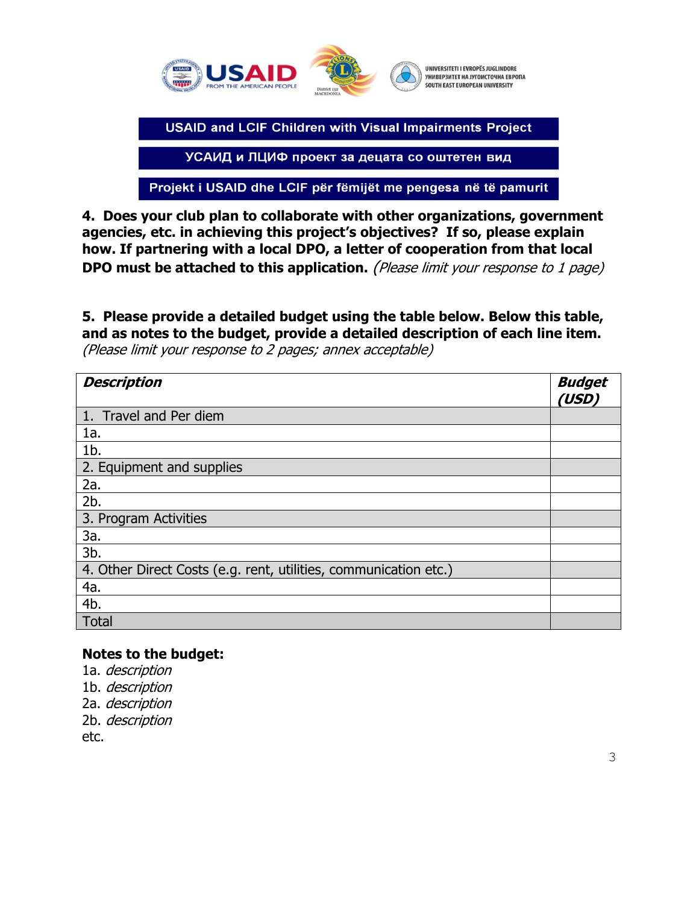**USAID and LCIF Children with Visual Impairments Project**

**УСАИД и ЛЦИФ проект за децата со оштетен вид**

**Projekt i USAID dhe LCIF për fëmijët me pengesa në të pamurit**

**4. Does your club plan to collaborate with other organizations, government agencies, etc. in achieving this project's objectives? If so, please explain how. If partnering with a local DPO, a letter of cooperation from that local DPO must be attached to this application.** *(Please limit your response to 1 page)*

**5. Please provide a detailed budget using the table below. Below this table, and as notes to the budget, provide a detailed description of each line item.** *(Please limit your response to 2 pages; annex acceptable)*

| ***Description*** | ***Budget (USD)*** |
|---|---|
| 1. Travel and Per diem | |
| 1a. | |
| 1b. | |
| 2. Equipment and supplies | |
| 2a. | |
| 2b. | |
| 3. Program Activities | |
| 3a. | |
| 3b. | |
| 4. Other Direct Costs (e.g. rent, utilities, communication etc.) | |
| 4a. | |
| 4b. | |
| Total | |

**Notes to the budget:**

1a. *description*
1b. *description*
2a. *description*
2b. *description*
etc.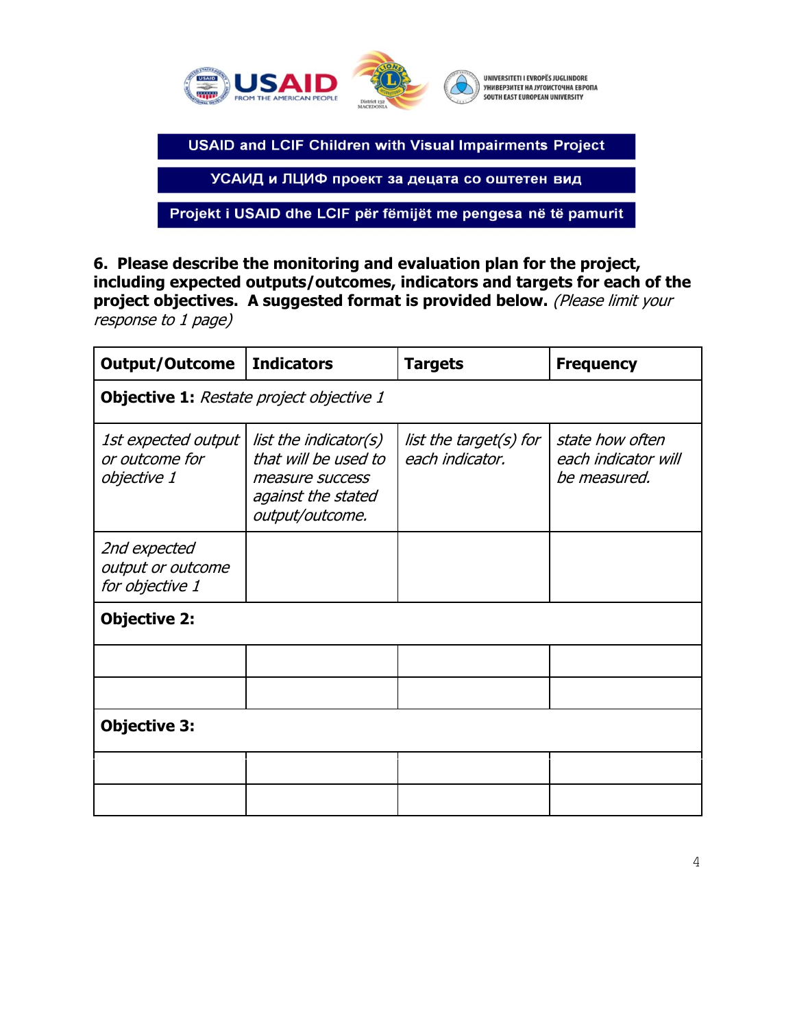**USAID and LCIF Children with Visual Impairments Project**

**УСАИД и ЛЦИФ проект за децата со оштетен вид**

**Projekt i USAID dhe LCIF për fëmijët me pengesa në të pamurit**

**6. Please describe the monitoring and evaluation plan for the project, including expected outputs/outcomes, indicators and targets for each of the project objectives. A suggested format is provided below.** *(Please limit your response to 1 page)*

| Output/Outcome | Indicators | Targets | Frequency |
|---|---|---|---|
| **Objective 1:** *Restate project objective 1* | | | |
| *1st expected output or outcome for objective 1* | *list the indicator(s) that will be used to measure success against the stated output/outcome.* | *list the target(s) for each indicator.* | *state how often each indicator will be measured.* |
| *2nd expected output or outcome for objective 1* | | | |
| **Objective 2:** | | | |
| | | | |
| | | | |
| **Objective 3:** | | | |
| | | | |
| | | | |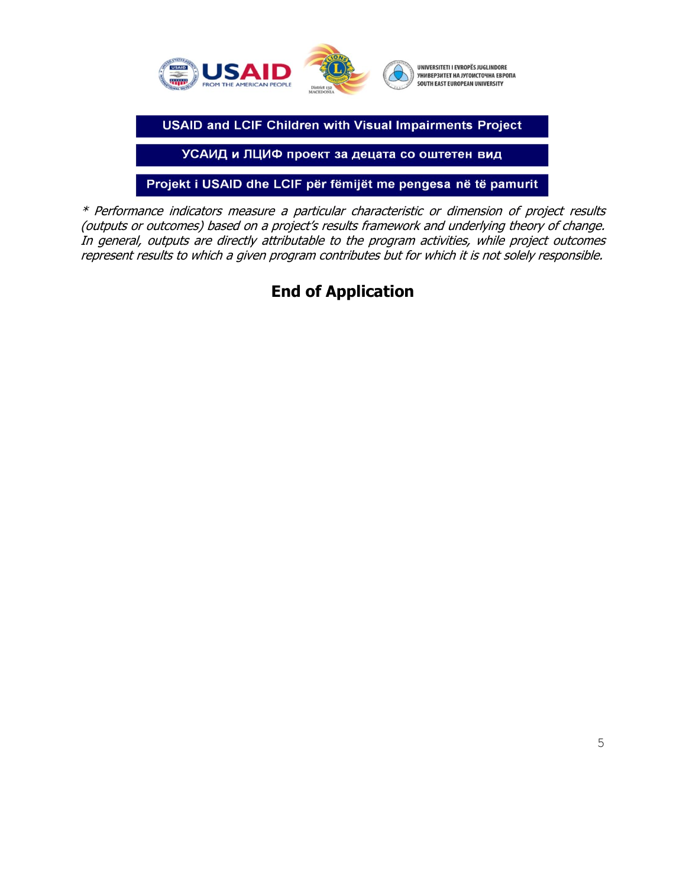*\* Performance indicators measure a particular characteristic or dimension of project results (outputs or outcomes) based on a project's results framework and underlying theory of change. In general, outputs are directly attributable to the program activities, while project outcomes represent results to which a given program contributes but for which it is not solely responsible.*

## End of Application